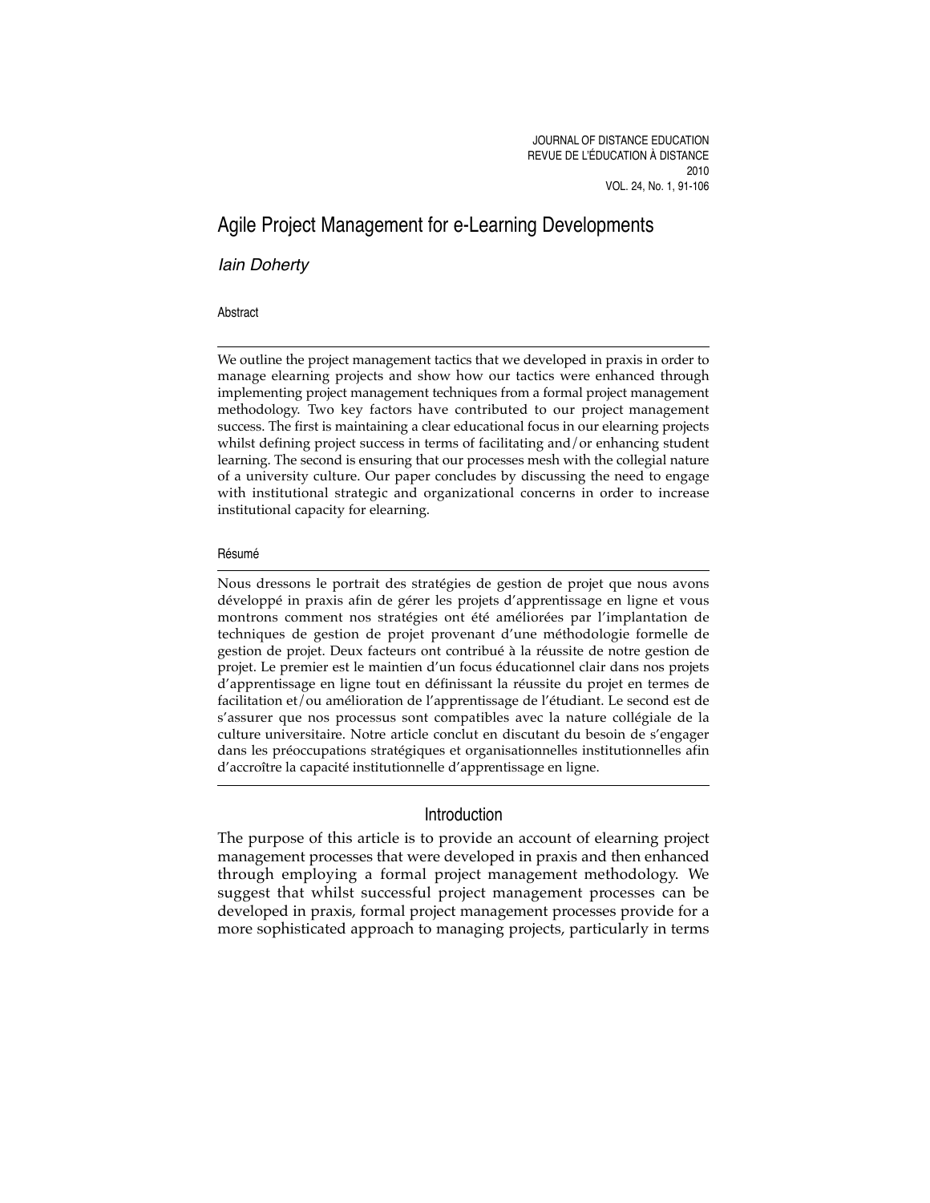# Agile Project Management for e-Learning Developments

*Iain Doherty*

### Abstract

We outline the project management tactics that we developed in praxis in order to manage elearning projects and show how our tactics were enhanced through implementing project management techniques from a formal project management methodology. Two key factors have contributed to our project management success. The first is maintaining a clear educational focus in our elearning projects whilst defining project success in terms of facilitating and/or enhancing student learning. The second is ensuring that our processes mesh with the collegial nature of a university culture. Our paper concludes by discussing the need to engage with institutional strategic and organizational concerns in order to increase institutional capacity for elearning.

### Résumé

Nous dressons le portrait des stratégies de gestion de projet que nous avons développé in praxis afin de gérer les projets d'apprentissage en ligne et vous montrons comment nos stratégies ont été améliorées par l'implantation de techniques de gestion de projet provenant d'une méthodologie formelle de gestion de projet. Deux facteurs ont contribué à la réussite de notre gestion de projet. Le premier est le maintien d'un focus éducationnel clair dans nos projets d'apprentissage en ligne tout en définissant la réussite du projet en termes de facilitation et/ou amélioration de l'apprentissage de l'étudiant. Le second est de s'assurer que nos processus sont compatibles avec la nature collégiale de la culture universitaire. Notre article conclut en discutant du besoin de s'engager dans les préoccupations stratégiques et organisationnelles institutionnelles afin d'accroître la capacité institutionnelle d'apprentissage en ligne.

## Introduction

The purpose of this article is to provide an account of elearning project management processes that were developed in praxis and then enhanced through employing a formal project management methodology. We suggest that whilst successful project management processes can be developed in praxis, formal project management processes provide for a more sophisticated approach to managing projects, particularly in terms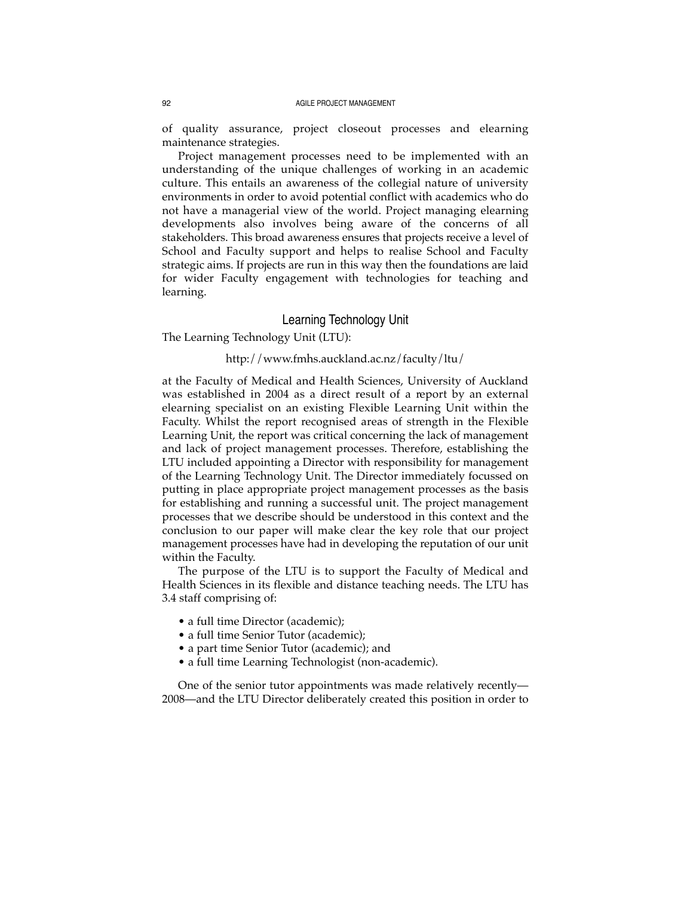of quality assurance, project closeout processes and elearning maintenance strategies.

Project management processes need to be implemented with an understanding of the unique challenges of working in an academic culture. This entails an awareness of the collegial nature of university environments in order to avoid potential conflict with academics who do not have a managerial view of the world. Project managing elearning developments also involves being aware of the concerns of all stakeholders. This broad awareness ensures that projects receive a level of School and Faculty support and helps to realise School and Faculty strategic aims. If projects are run in this way then the foundations are laid for wider Faculty engagement with technologies for teaching and learning.

## Learning Technology Unit

The Learning Technology Unit (LTU):

http://www.fmhs.auckland.ac.nz/faculty/ltu/

at the Faculty of Medical and Health Sciences, University of Auckland was established in 2004 as a direct result of a report by an external elearning specialist on an existing Flexible Learning Unit within the Faculty. Whilst the report recognised areas of strength in the Flexible Learning Unit, the report was critical concerning the lack of management and lack of project management processes. Therefore, establishing the LTU included appointing a Director with responsibility for management of the Learning Technology Unit. The Director immediately focussed on putting in place appropriate project management processes as the basis for establishing and running a successful unit. The project management processes that we describe should be understood in this context and the conclusion to our paper will make clear the key role that our project management processes have had in developing the reputation of our unit within the Faculty.

The purpose of the LTU is to support the Faculty of Medical and Health Sciences in its flexible and distance teaching needs. The LTU has 3.4 staff comprising of:

- a full time Director (academic);
- a full time Senior Tutor (academic);
- a part time Senior Tutor (academic); and
- a full time Learning Technologist (non-academic).

One of the senior tutor appointments was made relatively recently—2008—and the LTU Director deliberately created this position in order to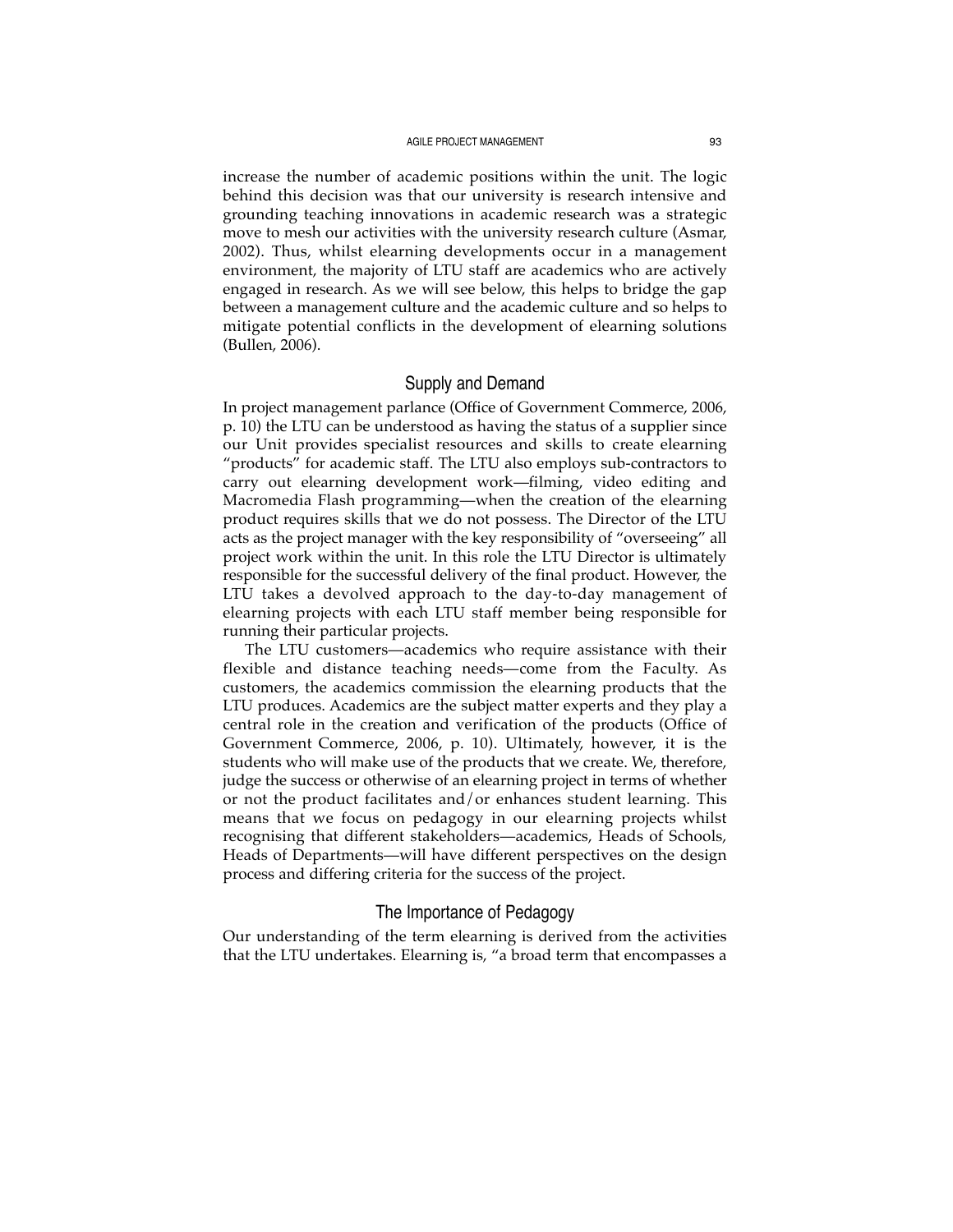increase the number of academic positions within the unit. The logic behind this decision was that our university is research intensive and grounding teaching innovations in academic research was a strategic move to mesh our activities with the university research culture (Asmar, 2002). Thus, whilst elearning developments occur in a management environment, the majority of LTU staff are academics who are actively engaged in research. As we will see below, this helps to bridge the gap between a management culture and the academic culture and so helps to mitigate potential conflicts in the development of elearning solutions (Bullen, 2006).

## Supply and Demand

In project management parlance (Office of Government Commerce, 2006, p. 10) the LTU can be understood as having the status of a supplier since our Unit provides specialist resources and skills to create elearning "products" for academic staff. The LTU also employs sub-contractors to carry out elearning development work—filming, video editing and Macromedia Flash programming—when the creation of the elearning product requires skills that we do not possess. The Director of the LTU acts as the project manager with the key responsibility of "overseeing" all project work within the unit. In this role the LTU Director is ultimately responsible for the successful delivery of the final product. However, the LTU takes a devolved approach to the day-to-day management of elearning projects with each LTU staff member being responsible for running their particular projects.

The LTU customers—academics who require assistance with their flexible and distance teaching needs—come from the Faculty. As customers, the academics commission the elearning products that the LTU produces. Academics are the subject matter experts and they play a central role in the creation and verification of the products (Office of Government Commerce, 2006, p. 10). Ultimately, however, it is the students who will make use of the products that we create. We, therefore, judge the success or otherwise of an elearning project in terms of whether or not the product facilitates and/or enhances student learning. This means that we focus on pedagogy in our elearning projects whilst recognising that different stakeholders—academics, Heads of Schools, Heads of Departments—will have different perspectives on the design process and differing criteria for the success of the project.

## The Importance of Pedagogy

Our understanding of the term elearning is derived from the activities that the LTU undertakes. Elearning is, "a broad term that encompasses a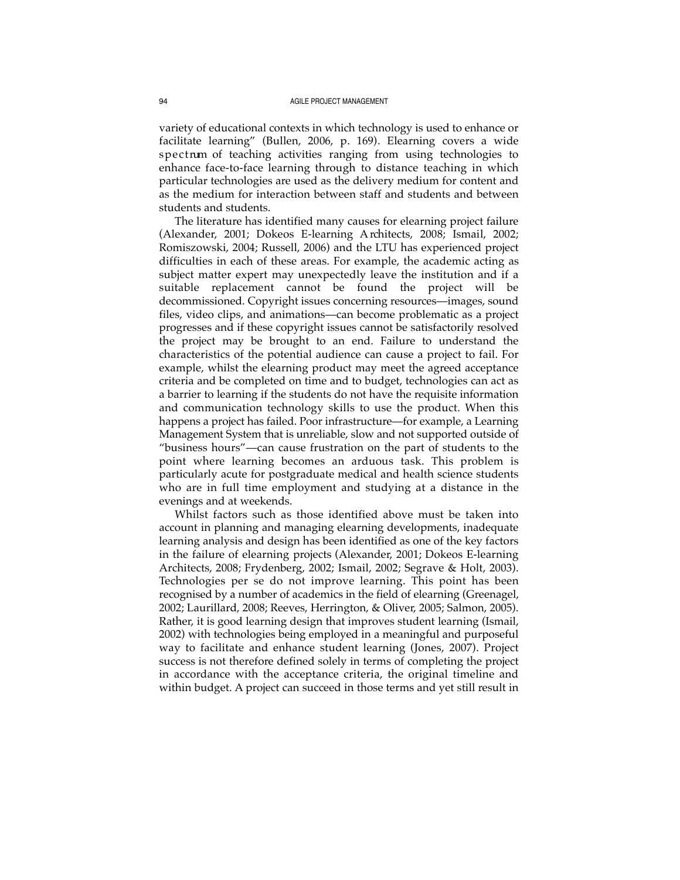variety of educational contexts in which technology is used to enhance or facilitate learning" (Bullen, 2006, p. 169). Elearning covers a wide spectrum of teaching activities ranging from using technologies to enhance face-to-face learning through to distance teaching in which particular technologies are used as the delivery medium for content and as the medium for interaction between staff and students and between students and students.

The literature has identified many causes for elearning project failure (Alexander, 2001; Dokeos E-learning Architects, 2008; Ismail, 2002; Romiszowski, 2004; Russell, 2006) and the LTU has experienced project difficulties in each of these areas. For example, the academic acting as subject matter expert may unexpectedly leave the institution and if a suitable replacement cannot be found the project will be decommissioned. Copyright issues concerning resources—images, sound files, video clips, and animations—can become problematic as a project progresses and if these copyright issues cannot be satisfactorily resolved the project may be brought to an end. Failure to understand the characteristics of the potential audience can cause a project to fail. For example, whilst the elearning product may meet the agreed acceptance criteria and be completed on time and to budget, technologies can act as a barrier to learning if the students do not have the requisite information and communication technology skills to use the product. When this happens a project has failed. Poor infrastructure—for example, a Learning Management System that is unreliable, slow and not supported outside of "business hours"—can cause frustration on the part of students to the point where learning becomes an arduous task. This problem is particularly acute for postgraduate medical and health science students who are in full time employment and studying at a distance in the evenings and at weekends.

Whilst factors such as those identified above must be taken into account in planning and managing elearning developments, inadequate learning analysis and design has been identified as one of the key factors in the failure of elearning projects (Alexander, 2001; Dokeos E-learning Architects, 2008; Frydenberg, 2002; Ismail, 2002; Segrave & Holt, 2003). Technologies per se do not improve learning. This point has been recognised by a number of academics in the field of elearning (Greenagel, 2002; Laurillard, 2008; Reeves, Herrington, & Oliver, 2005; Salmon, 2005). Rather, it is good learning design that improves student learning (Ismail, 2002) with technologies being employed in a meaningful and purposeful way to facilitate and enhance student learning (Jones, 2007). Project success is not therefore defined solely in terms of completing the project in accordance with the acceptance criteria, the original timeline and within budget. A project can succeed in those terms and yet still result in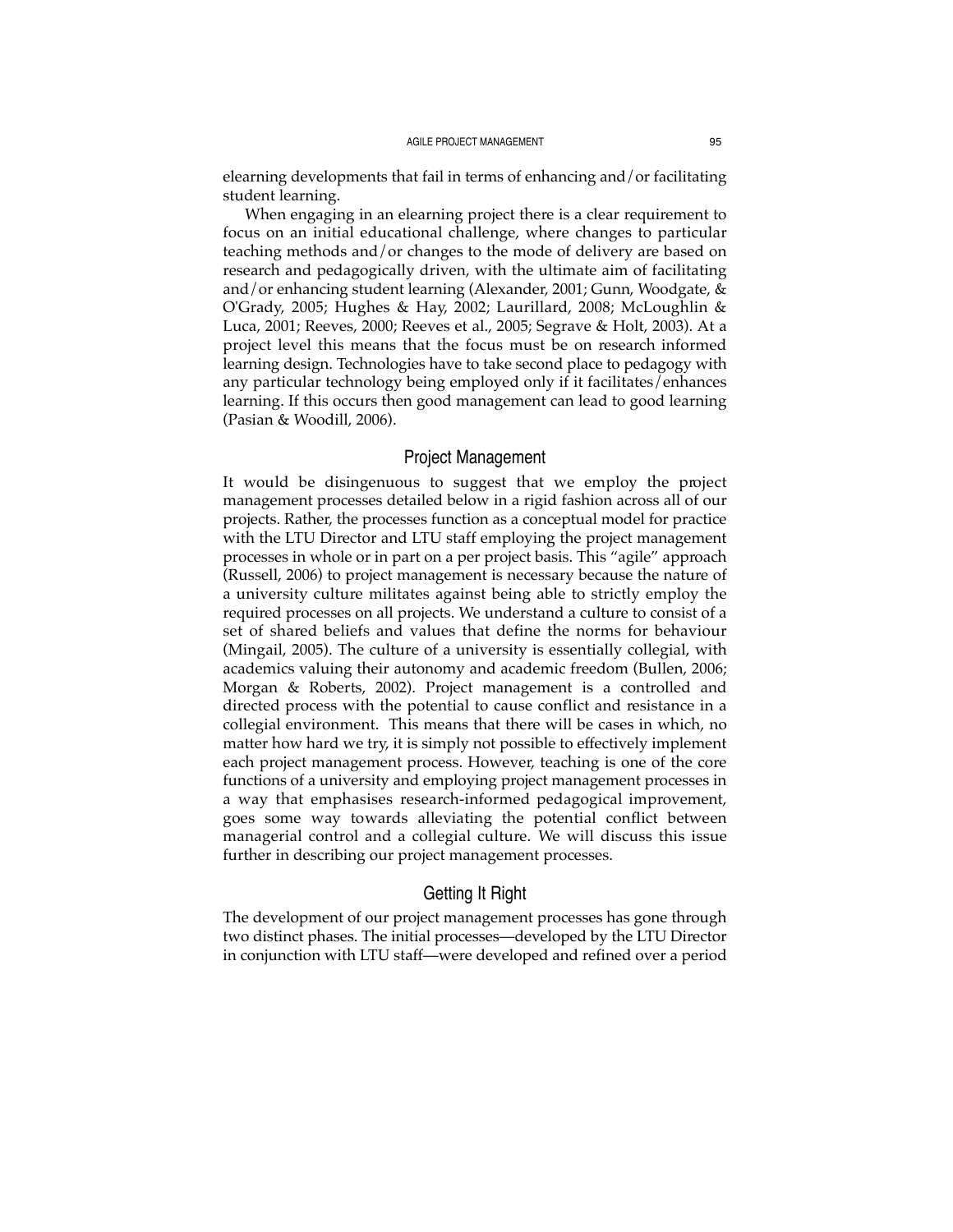elearning developments that fail in terms of enhancing and/or facilitating student learning.

When engaging in an elearning project there is a clear requirement to focus on an initial educational challenge, where changes to particular teaching methods and/or changes to the mode of delivery are based on research and pedagogically driven, with the ultimate aim of facilitating and/or enhancing student learning (Alexander, 2001; Gunn, Woodgate, & O'Grady, 2005; Hughes & Hay, 2002; Laurillard, 2008; McLoughlin & Luca, 2001; Reeves, 2000; Reeves et al., 2005; Segrave & Holt, 2003). At a project level this means that the focus must be on research informed learning design. Technologies have to take second place to pedagogy with any particular technology being employed only if it facilitates/enhances learning. If this occurs then good management can lead to good learning (Pasian & Woodill, 2006).

## Project Management

It would be disingenuous to suggest that we employ the project management processes detailed below in a rigid fashion across all of our projects. Rather, the processes function as a conceptual model for practice with the LTU Director and LTU staff employing the project management processes in whole or in part on a per project basis. This "agile" approach (Russell, 2006) to project management is necessary because the nature of a university culture militates against being able to strictly employ the required processes on all projects. We understand a culture to consist of a set of shared beliefs and values that define the norms for behaviour (Mingail, 2005). The culture of a university is essentially collegial, with academics valuing their autonomy and academic freedom (Bullen, 2006; Morgan & Roberts, 2002). Project management is a controlled and directed process with the potential to cause conflict and resistance in a collegial environment. This means that there will be cases in which, no matter how hard we try, it is simply not possible to effectively implement each project management process. However, teaching is one of the core functions of a university and employing project management processes in a way that emphasises research-informed pedagogical improvement, goes some way towards alleviating the potential conflict between managerial control and a collegial culture. We will discuss this issue further in describing our project management processes.

## Getting It Right

The development of our project management processes has gone through two distinct phases. The initial processes—developed by the LTU Director in conjunction with LTU staff—were developed and refined over a period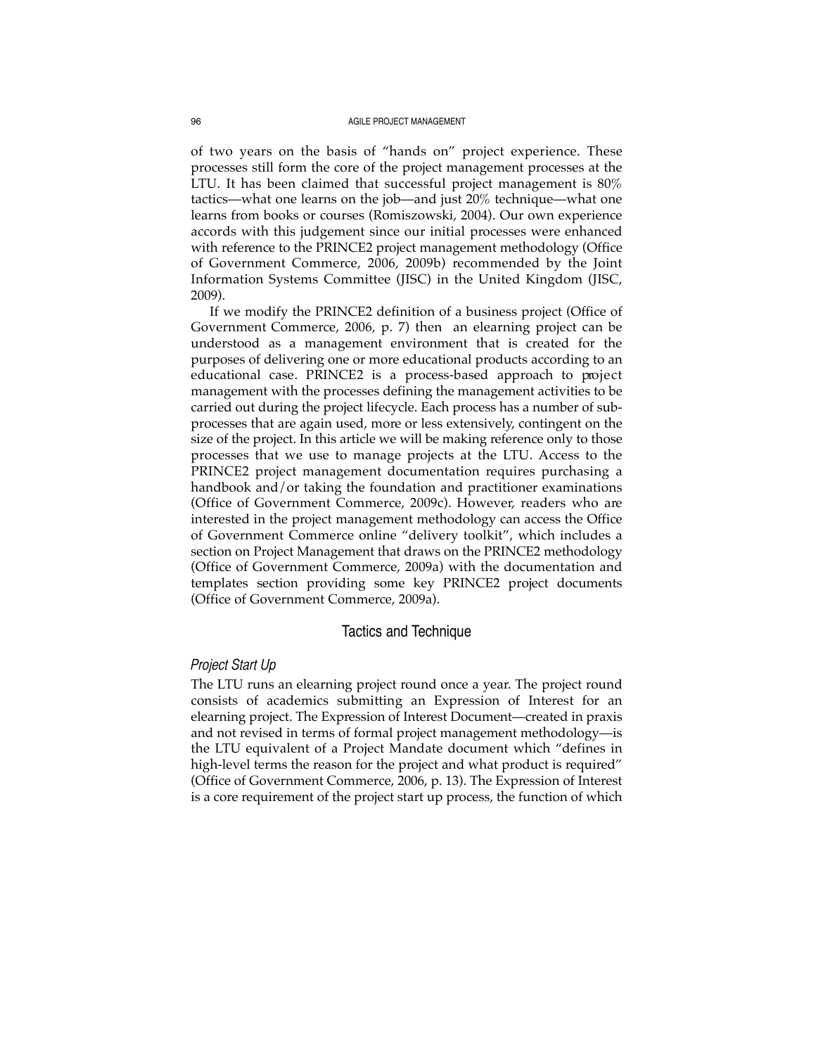of two years on the basis of "hands on" project experience. These processes still form the core of the project management processes at the LTU. It has been claimed that successful project management is 80% tactics—what one learns on the job—and just 20% technique—what one learns from books or courses (Romiszowski, 2004). Our own experience accords with this judgement since our initial processes were enhanced with reference to the PRINCE2 project management methodology (Office of Government Commerce, 2006, 2009b) recommended by the Joint Information Systems Committee (JISC) in the United Kingdom (JISC, 2009).

If we modify the PRINCE2 definition of a business project (Office of Government Commerce, 2006, p. 7) then an elearning project can be understood as a management environment that is created for the purposes of delivering one or more educational products according to an educational case. PRINCE2 is a process-based approach to project management with the processes defining the management activities to be carried out during the project lifecycle. Each process has a number of sub-processes that are again used, more or less extensively, contingent on the size of the project. In this article we will be making reference only to those processes that we use to manage projects at the LTU. Access to the PRINCE2 project management documentation requires purchasing a handbook and/or taking the foundation and practitioner examinations (Office of Government Commerce, 2009c). However, readers who are interested in the project management methodology can access the Office of Government Commerce online "delivery toolkit", which includes a section on Project Management that draws on the PRINCE2 methodology (Office of Government Commerce, 2009a) with the documentation and templates section providing some key PRINCE2 project documents (Office of Government Commerce, 2009a).

## Tactics and Technique

### *Project Start Up*

The LTU runs an elearning project round once a year. The project round consists of academics submitting an Expression of Interest for an elearning project. The Expression of Interest Document—created in praxis and not revised in terms of formal project management methodology—is the LTU equivalent of a Project Mandate document which "defines in high-level terms the reason for the project and what product is required" (Office of Government Commerce, 2006, p. 13). The Expression of Interest is a core requirement of the project start up process, the function of which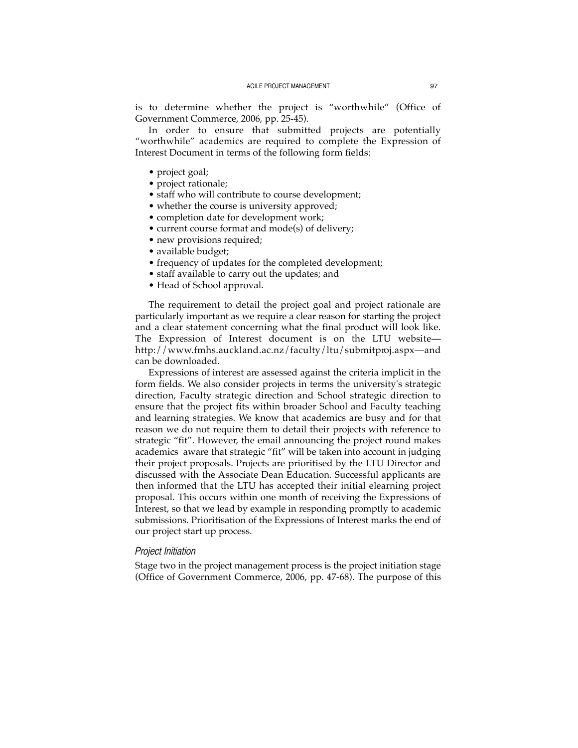is to determine whether the project is "worthwhile" (Office of Government Commerce, 2006, pp. 25-45).

In order to ensure that submitted projects are potentially "worthwhile" academics are required to complete the Expression of Interest Document in terms of the following form fields:

- project goal;
- project rationale;
- staff who will contribute to course development;
- whether the course is university approved;
- completion date for development work;
- current course format and mode(s) of delivery;
- new provisions required;
- available budget;
- frequency of updates for the completed development;
- staff available to carry out the updates; and
- Head of School approval.

The requirement to detail the project goal and project rationale are particularly important as we require a clear reason for starting the project and a clear statement concerning what the final product will look like. The Expression of Interest document is on the LTU website—http://www.fmhs.auckland.ac.nz/faculty/ltu/submitproj.aspx—and can be downloaded.

Expressions of interest are assessed against the criteria implicit in the form fields. We also consider projects in terms the university's strategic direction, Faculty strategic direction and School strategic direction to ensure that the project fits within broader School and Faculty teaching and learning strategies. We know that academics are busy and for that reason we do not require them to detail their projects with reference to strategic "fit". However, the email announcing the project round makes academics aware that strategic "fit" will be taken into account in judging their project proposals. Projects are prioritised by the LTU Director and discussed with the Associate Dean Education. Successful applicants are then informed that the LTU has accepted their initial elearning project proposal. This occurs within one month of receiving the Expressions of Interest, so that we lead by example in responding promptly to academic submissions. Prioritisation of the Expressions of Interest marks the end of our project start up process.

### *Project Initiation*

Stage two in the project management process is the project initiation stage (Office of Government Commerce, 2006, pp. 47-68). The purpose of this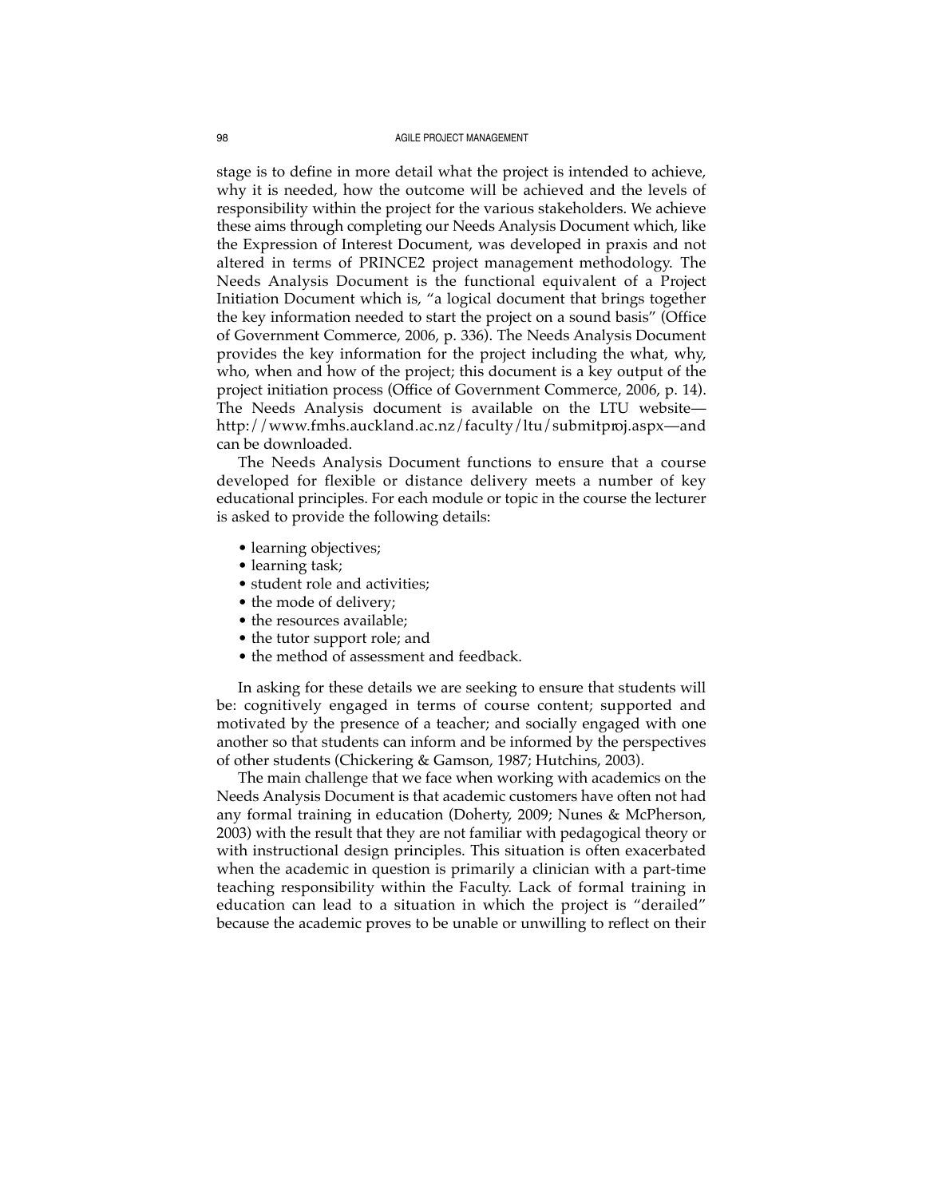stage is to define in more detail what the project is intended to achieve, why it is needed, how the outcome will be achieved and the levels of responsibility within the project for the various stakeholders. We achieve these aims through completing our Needs Analysis Document which, like the Expression of Interest Document, was developed in praxis and not altered in terms of PRINCE2 project management methodology. The Needs Analysis Document is the functional equivalent of a Project Initiation Document which is, "a logical document that brings together the key information needed to start the project on a sound basis" (Office of Government Commerce, 2006, p. 336). The Needs Analysis Document provides the key information for the project including the what, why, who, when and how of the project; this document is a key output of the project initiation process (Office of Government Commerce, 2006, p. 14). The Needs Analysis document is available on the LTU website—http://www.fmhs.auckland.ac.nz/faculty/ltu/submitproj.aspx—and can be downloaded.

The Needs Analysis Document functions to ensure that a course developed for flexible or distance delivery meets a number of key educational principles. For each module or topic in the course the lecturer is asked to provide the following details:

- learning objectives;
- learning task;
- student role and activities;
- the mode of delivery;
- the resources available;
- the tutor support role; and
- the method of assessment and feedback.

In asking for these details we are seeking to ensure that students will be: cognitively engaged in terms of course content; supported and motivated by the presence of a teacher; and socially engaged with one another so that students can inform and be informed by the perspectives of other students (Chickering & Gamson, 1987; Hutchins, 2003).

The main challenge that we face when working with academics on the Needs Analysis Document is that academic customers have often not had any formal training in education (Doherty, 2009; Nunes & McPherson, 2003) with the result that they are not familiar with pedagogical theory or with instructional design principles. This situation is often exacerbated when the academic in question is primarily a clinician with a part-time teaching responsibility within the Faculty. Lack of formal training in education can lead to a situation in which the project is "derailed" because the academic proves to be unable or unwilling to reflect on their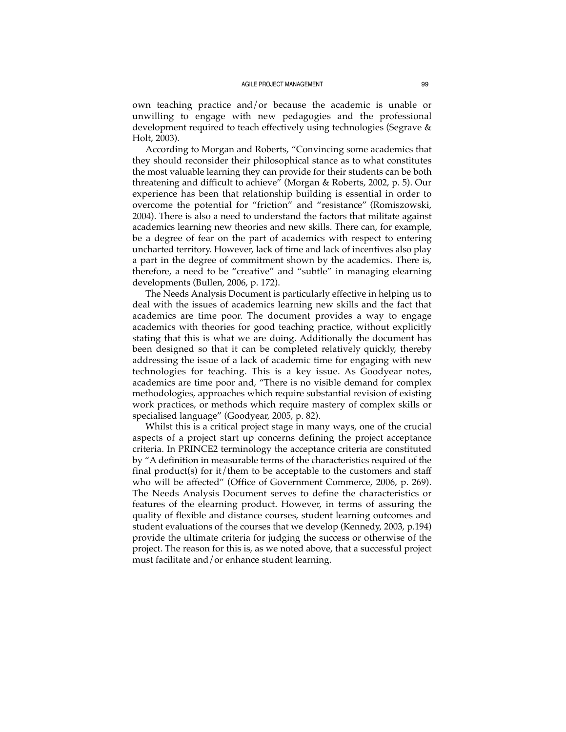own teaching practice and/or because the academic is unable or unwilling to engage with new pedagogies and the professional development required to teach effectively using technologies (Segrave & Holt, 2003).

According to Morgan and Roberts, "Convincing some academics that they should reconsider their philosophical stance as to what constitutes the most valuable learning they can provide for their students can be both threatening and difficult to achieve" (Morgan & Roberts, 2002, p. 5). Our experience has been that relationship building is essential in order to overcome the potential for "friction" and "resistance" (Romiszowski, 2004). There is also a need to understand the factors that militate against academics learning new theories and new skills. There can, for example, be a degree of fear on the part of academics with respect to entering uncharted territory. However, lack of time and lack of incentives also play a part in the degree of commitment shown by the academics. There is, therefore, a need to be "creative" and "subtle" in managing elearning developments (Bullen, 2006, p. 172).

The Needs Analysis Document is particularly effective in helping us to deal with the issues of academics learning new skills and the fact that academics are time poor. The document provides a way to engage academics with theories for good teaching practice, without explicitly stating that this is what we are doing. Additionally the document has been designed so that it can be completed relatively quickly, thereby addressing the issue of a lack of academic time for engaging with new technologies for teaching. This is a key issue. As Goodyear notes, academics are time poor and, "There is no visible demand for complex methodologies, approaches which require substantial revision of existing work practices, or methods which require mastery of complex skills or specialised language" (Goodyear, 2005, p. 82).

Whilst this is a critical project stage in many ways, one of the crucial aspects of a project start up concerns defining the project acceptance criteria. In PRINCE2 terminology the acceptance criteria are constituted by "A definition in measurable terms of the characteristics required of the final product(s) for it/them to be acceptable to the customers and staff who will be affected" (Office of Government Commerce, 2006, p. 269). The Needs Analysis Document serves to define the characteristics or features of the elearning product. However, in terms of assuring the quality of flexible and distance courses, student learning outcomes and student evaluations of the courses that we develop (Kennedy, 2003, p.194) provide the ultimate criteria for judging the success or otherwise of the project. The reason for this is, as we noted above, that a successful project must facilitate and/or enhance student learning.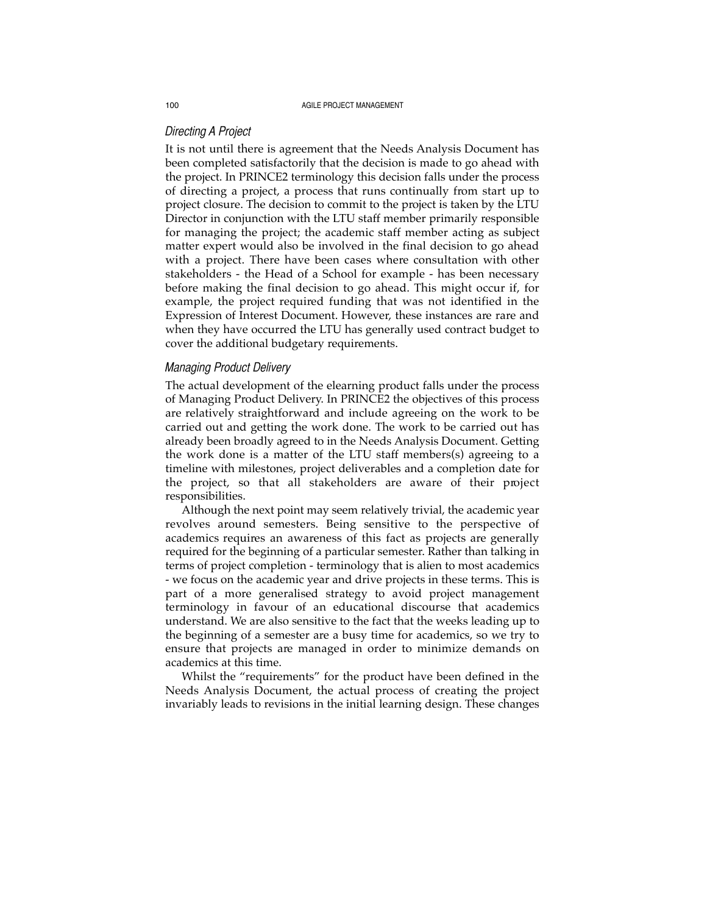### *Directing A Project*

It is not until there is agreement that the Needs Analysis Document has been completed satisfactorily that the decision is made to go ahead with the project. In PRINCE2 terminology this decision falls under the process of directing a project, a process that runs continually from start up to project closure. The decision to commit to the project is taken by the LTU Director in conjunction with the LTU staff member primarily responsible for managing the project; the academic staff member acting as subject matter expert would also be involved in the final decision to go ahead with a project. There have been cases where consultation with other stakeholders - the Head of a School for example - has been necessary before making the final decision to go ahead. This might occur if, for example, the project required funding that was not identified in the Expression of Interest Document. However, these instances are rare and when they have occurred the LTU has generally used contract budget to cover the additional budgetary requirements.

### *Managing Product Delivery*

The actual development of the elearning product falls under the process of Managing Product Delivery. In PRINCE2 the objectives of this process are relatively straightforward and include agreeing on the work to be carried out and getting the work done. The work to be carried out has already been broadly agreed to in the Needs Analysis Document. Getting the work done is a matter of the LTU staff members(s) agreeing to a timeline with milestones, project deliverables and a completion date for the project, so that all stakeholders are aware of their project responsibilities.

Although the next point may seem relatively trivial, the academic year revolves around semesters. Being sensitive to the perspective of academics requires an awareness of this fact as projects are generally required for the beginning of a particular semester. Rather than talking in terms of project completion - terminology that is alien to most academics - we focus on the academic year and drive projects in these terms. This is part of a more generalised strategy to avoid project management terminology in favour of an educational discourse that academics understand. We are also sensitive to the fact that the weeks leading up to the beginning of a semester are a busy time for academics, so we try to ensure that projects are managed in order to minimize demands on academics at this time.

Whilst the "requirements" for the product have been defined in the Needs Analysis Document, the actual process of creating the project invariably leads to revisions in the initial learning design. These changes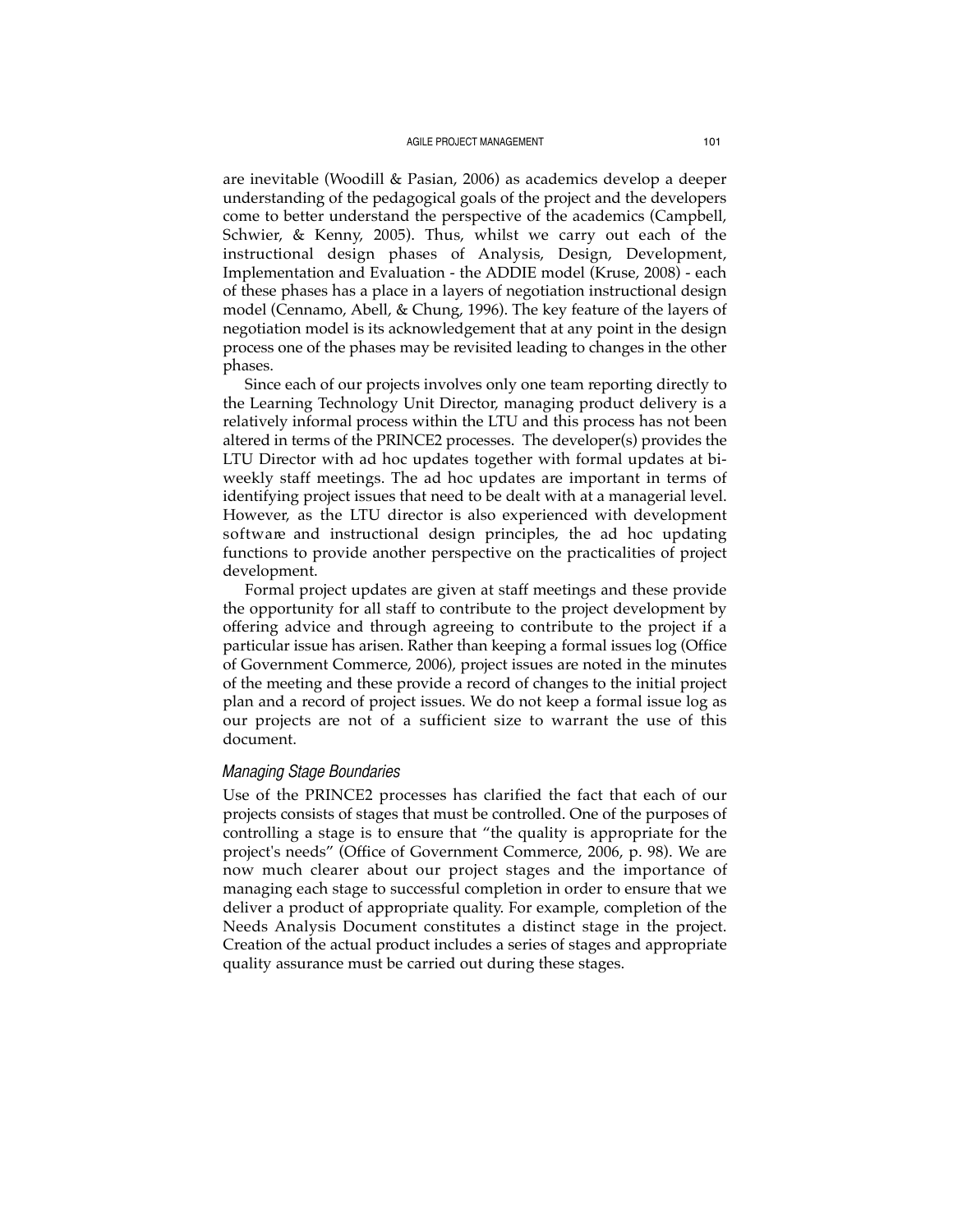are inevitable (Woodill & Pasian, 2006) as academics develop a deeper understanding of the pedagogical goals of the project and the developers come to better understand the perspective of the academics (Campbell, Schwier, & Kenny, 2005). Thus, whilst we carry out each of the instructional design phases of Analysis, Design, Development, Implementation and Evaluation - the ADDIE model (Kruse, 2008) - each of these phases has a place in a layers of negotiation instructional design model (Cennamo, Abell, & Chung, 1996). The key feature of the layers of negotiation model is its acknowledgement that at any point in the design process one of the phases may be revisited leading to changes in the other phases.

Since each of our projects involves only one team reporting directly to the Learning Technology Unit Director, managing product delivery is a relatively informal process within the LTU and this process has not been altered in terms of the PRINCE2 processes. The developer(s) provides the LTU Director with ad hoc updates together with formal updates at bi-weekly staff meetings. The ad hoc updates are important in terms of identifying project issues that need to be dealt with at a managerial level. However, as the LTU director is also experienced with development software and instructional design principles, the ad hoc updating functions to provide another perspective on the practicalities of project development.

Formal project updates are given at staff meetings and these provide the opportunity for all staff to contribute to the project development by offering advice and through agreeing to contribute to the project if a particular issue has arisen. Rather than keeping a formal issues log (Office of Government Commerce, 2006), project issues are noted in the minutes of the meeting and these provide a record of changes to the initial project plan and a record of project issues. We do not keep a formal issue log as our projects are not of a sufficient size to warrant the use of this document.

### *Managing Stage Boundaries*

Use of the PRINCE2 processes has clarified the fact that each of our projects consists of stages that must be controlled. One of the purposes of controlling a stage is to ensure that "the quality is appropriate for the project's needs" (Office of Government Commerce, 2006, p. 98). We are now much clearer about our project stages and the importance of managing each stage to successful completion in order to ensure that we deliver a product of appropriate quality. For example, completion of the Needs Analysis Document constitutes a distinct stage in the project. Creation of the actual product includes a series of stages and appropriate quality assurance must be carried out during these stages.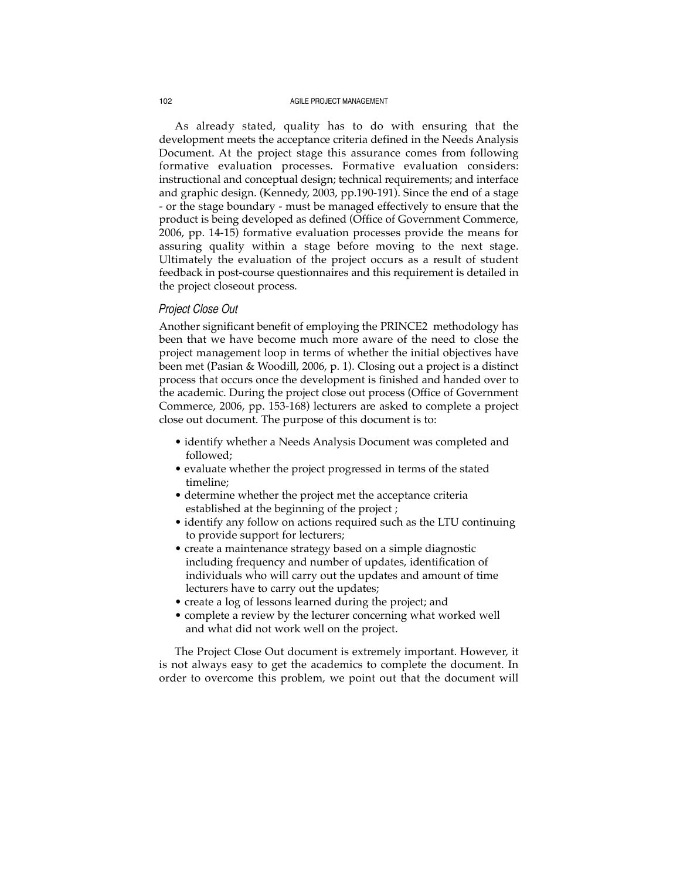As already stated, quality has to do with ensuring that the development meets the acceptance criteria defined in the Needs Analysis Document. At the project stage this assurance comes from following formative evaluation processes. Formative evaluation considers: instructional and conceptual design; technical requirements; and interface and graphic design. (Kennedy, 2003, pp.190-191). Since the end of a stage - or the stage boundary - must be managed effectively to ensure that the product is being developed as defined (Office of Government Commerce, 2006, pp. 14-15) formative evaluation processes provide the means for assuring quality within a stage before moving to the next stage. Ultimately the evaluation of the project occurs as a result of student feedback in post-course questionnaires and this requirement is detailed in the project closeout process.

### *Project Close Out*

Another significant benefit of employing the PRINCE2 methodology has been that we have become much more aware of the need to close the project management loop in terms of whether the initial objectives have been met (Pasian & Woodill, 2006, p. 1). Closing out a project is a distinct process that occurs once the development is finished and handed over to the academic. During the project close out process (Office of Government Commerce, 2006, pp. 153-168) lecturers are asked to complete a project close out document. The purpose of this document is to:

- identify whether a Needs Analysis Document was completed and followed;
- evaluate whether the project progressed in terms of the stated timeline;
- determine whether the project met the acceptance criteria established at the beginning of the project ;
- identify any follow on actions required such as the LTU continuing to provide support for lecturers;
- create a maintenance strategy based on a simple diagnostic including frequency and number of updates, identification of individuals who will carry out the updates and amount of time lecturers have to carry out the updates;
- create a log of lessons learned during the project; and
- complete a review by the lecturer concerning what worked well and what did not work well on the project.

The Project Close Out document is extremely important. However, it is not always easy to get the academics to complete the document. In order to overcome this problem, we point out that the document will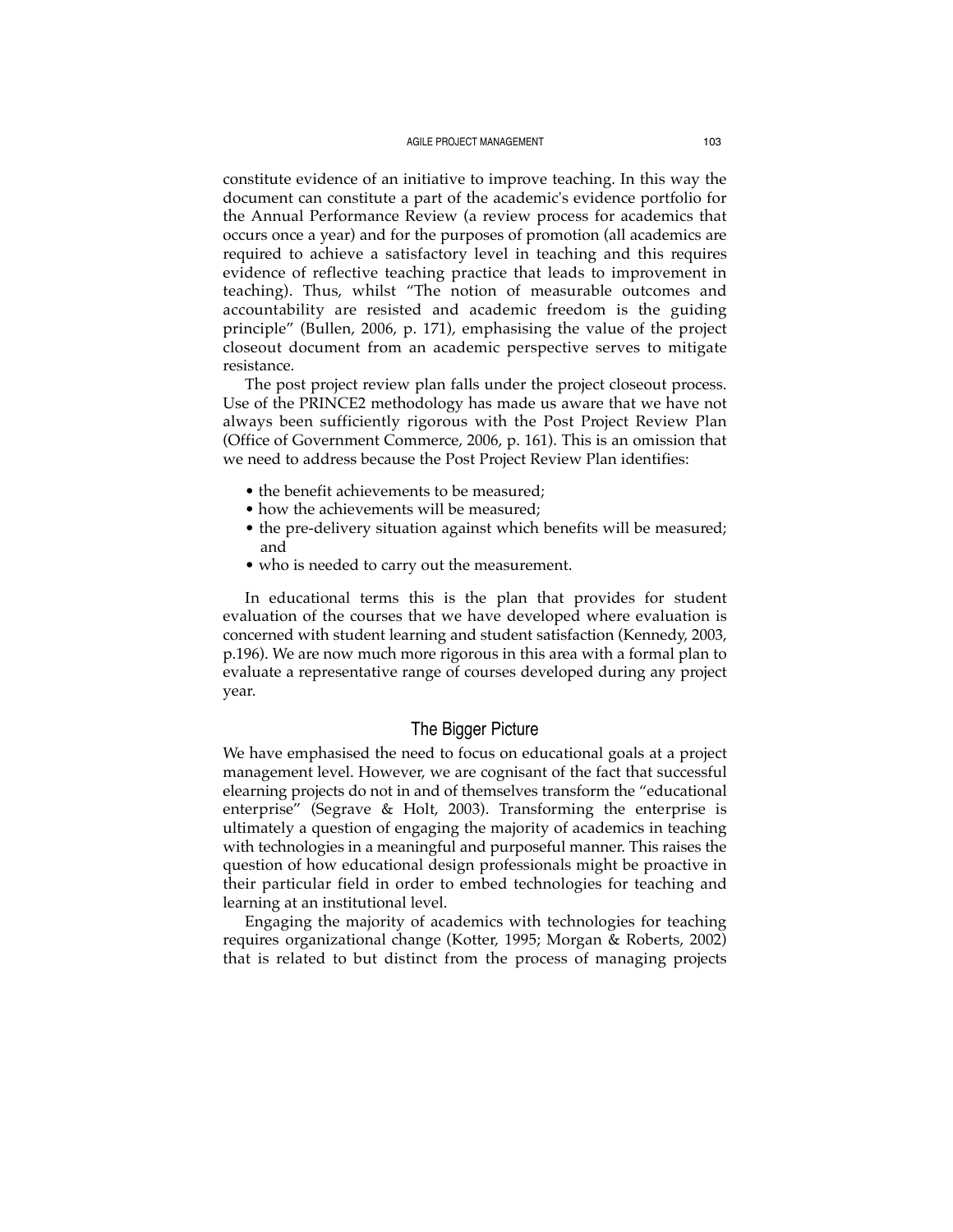constitute evidence of an initiative to improve teaching. In this way the document can constitute a part of the academic's evidence portfolio for the Annual Performance Review (a review process for academics that occurs once a year) and for the purposes of promotion (all academics are required to achieve a satisfactory level in teaching and this requires evidence of reflective teaching practice that leads to improvement in teaching). Thus, whilst "The notion of measurable outcomes and accountability are resisted and academic freedom is the guiding principle" (Bullen, 2006, p. 171), emphasising the value of the project closeout document from an academic perspective serves to mitigate resistance.

The post project review plan falls under the project closeout process. Use of the PRINCE2 methodology has made us aware that we have not always been sufficiently rigorous with the Post Project Review Plan (Office of Government Commerce, 2006, p. 161). This is an omission that we need to address because the Post Project Review Plan identifies:

- the benefit achievements to be measured;
- how the achievements will be measured;
- the pre-delivery situation against which benefits will be measured; and
- who is needed to carry out the measurement.

In educational terms this is the plan that provides for student evaluation of the courses that we have developed where evaluation is concerned with student learning and student satisfaction (Kennedy, 2003, p.196). We are now much more rigorous in this area with a formal plan to evaluate a representative range of courses developed during any project year.

## The Bigger Picture

We have emphasised the need to focus on educational goals at a project management level. However, we are cognisant of the fact that successful elearning projects do not in and of themselves transform the "educational enterprise" (Segrave & Holt, 2003). Transforming the enterprise is ultimately a question of engaging the majority of academics in teaching with technologies in a meaningful and purposeful manner. This raises the question of how educational design professionals might be proactive in their particular field in order to embed technologies for teaching and learning at an institutional level.

Engaging the majority of academics with technologies for teaching requires organizational change (Kotter, 1995; Morgan & Roberts, 2002) that is related to but distinct from the process of managing projects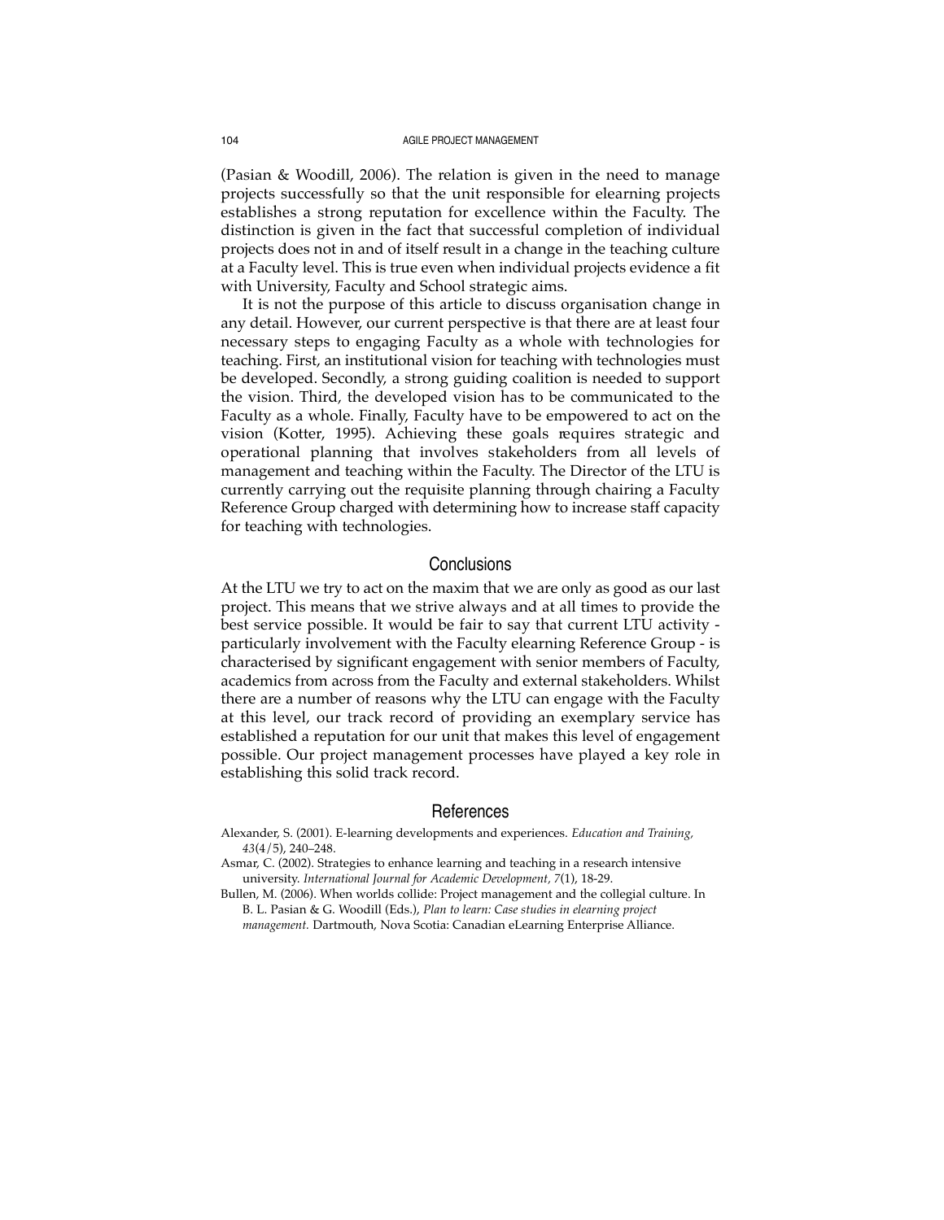(Pasian & Woodill, 2006). The relation is given in the need to manage projects successfully so that the unit responsible for elearning projects establishes a strong reputation for excellence within the Faculty. The distinction is given in the fact that successful completion of individual projects does not in and of itself result in a change in the teaching culture at a Faculty level. This is true even when individual projects evidence a fit with University, Faculty and School strategic aims.

It is not the purpose of this article to discuss organisation change in any detail. However, our current perspective is that there are at least four necessary steps to engaging Faculty as a whole with technologies for teaching. First, an institutional vision for teaching with technologies must be developed. Secondly, a strong guiding coalition is needed to support the vision. Third, the developed vision has to be communicated to the Faculty as a whole. Finally, Faculty have to be empowered to act on the vision (Kotter, 1995). Achieving these goals requires strategic and operational planning that involves stakeholders from all levels of management and teaching within the Faculty. The Director of the LTU is currently carrying out the requisite planning through chairing a Faculty Reference Group charged with determining how to increase staff capacity for teaching with technologies.

## Conclusions

At the LTU we try to act on the maxim that we are only as good as our last project. This means that we strive always and at all times to provide the best service possible. It would be fair to say that current LTU activity - particularly involvement with the Faculty elearning Reference Group - is characterised by significant engagement with senior members of Faculty, academics from across from the Faculty and external stakeholders. Whilst there are a number of reasons why the LTU can engage with the Faculty at this level, our track record of providing an exemplary service has established a reputation for our unit that makes this level of engagement possible. Our project management processes have played a key role in establishing this solid track record.

## References

Alexander, S. (2001). E-learning developments and experiences. *Education and Training, 43*(4/5), 240–248.

Asmar, C. (2002). Strategies to enhance learning and teaching in a research intensive university. *International Journal for Academic Development, 7*(1), 18-29.

Bullen, M. (2006). When worlds collide: Project management and the collegial culture. In B. L. Pasian & G. Woodill (Eds.), *Plan to learn: Case studies in elearning project management.* Dartmouth, Nova Scotia: Canadian eLearning Enterprise Alliance.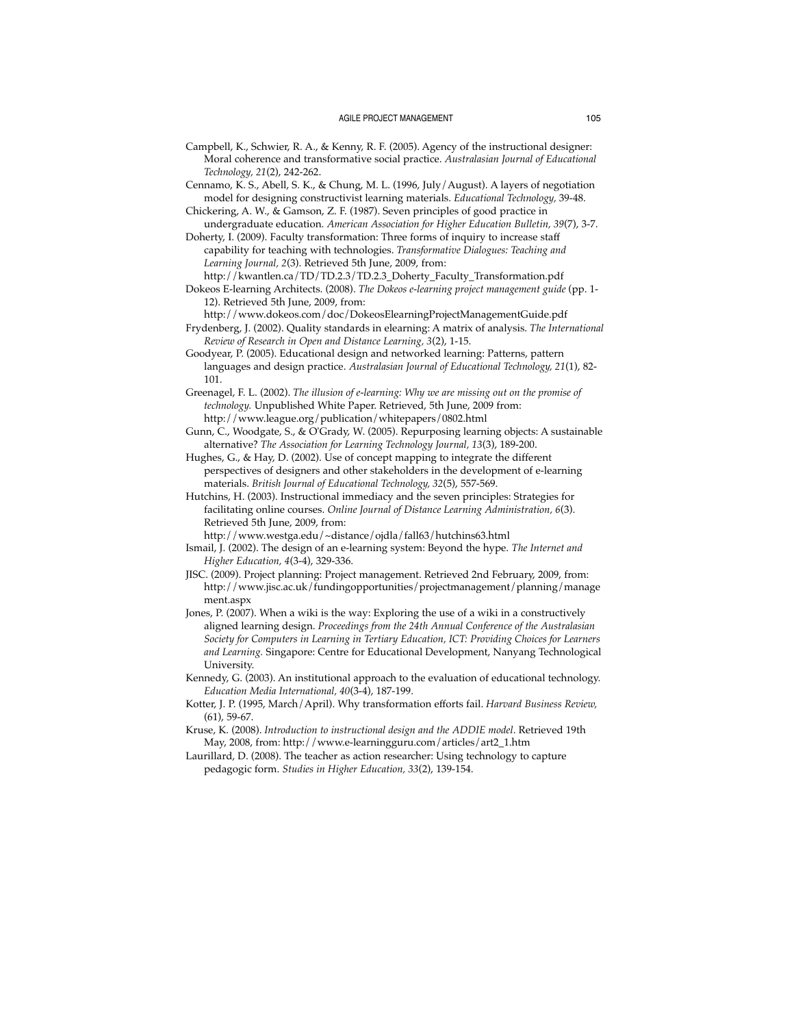Campbell, K., Schwier, R. A., & Kenny, R. F. (2005). Agency of the instructional designer: Moral coherence and transformative social practice. *Australasian Journal of Educational Technology, 21*(2), 242-262.

Cennamo, K. S., Abell, S. K., & Chung, M. L. (1996, July/August). A layers of negotiation model for designing constructivist learning materials. *Educational Technology,* 39-48.

Chickering, A. W., & Gamson, Z. F. (1987). Seven principles of good practice in undergraduate education. *American Association for Higher Education Bulletin, 39*(7), 3-7.

Doherty, I. (2009). Faculty transformation: Three forms of inquiry to increase staff capability for teaching with technologies. *Transformative Dialogues: Teaching and Learning Journal, 2*(3). Retrieved 5th June, 2009, from: http://kwantlen.ca/TD/TD.2.3/TD.2.3_Doherty_Faculty_Transformation.pdf

Dokeos E-learning Architects. (2008). *The Dokeos e-learning project management guide* (pp. 1-12). Retrieved 5th June, 2009, from: http://www.dokeos.com/doc/DokeosElearningProjectManagementGuide.pdf

Frydenberg, J. (2002). Quality standards in elearning: A matrix of analysis. *The International Review of Research in Open and Distance Learning, 3*(2), 1-15.

Goodyear, P. (2005). Educational design and networked learning: Patterns, pattern languages and design practice. *Australasian Journal of Educational Technology, 21*(1), 82-101.

Greenagel, F. L. (2002). *The illusion of e-learning: Why we are missing out on the promise of technology.* Unpublished White Paper. Retrieved, 5th June, 2009 from: http://www.league.org/publication/whitepapers/0802.html

Gunn, C., Woodgate, S., & O'Grady, W. (2005). Repurposing learning objects: A sustainable alternative? *The Association for Learning Technology Journal, 13*(3), 189-200.

Hughes, G., & Hay, D. (2002). Use of concept mapping to integrate the different perspectives of designers and other stakeholders in the development of e-learning materials. *British Journal of Educational Technology, 32*(5), 557-569.

Hutchins, H. (2003). Instructional immediacy and the seven principles: Strategies for facilitating online courses. *Online Journal of Distance Learning Administration, 6*(3). Retrieved 5th June, 2009, from: http://www.westga.edu/~distance/ojdla/fall63/hutchins63.html

Ismail, J. (2002). The design of an e-learning system: Beyond the hype. *The Internet and Higher Education, 4*(3-4), 329-336.

JISC. (2009). Project planning: Project management. Retrieved 2nd February, 2009, from: http://www.jisc.ac.uk/fundingopportunities/projectmanagement/planning/management.aspx

Jones, P. (2007). When a wiki is the way: Exploring the use of a wiki in a constructively aligned learning design. *Proceedings from the 24th Annual Conference of the Australasian Society for Computers in Learning in Tertiary Education, ICT: Providing Choices for Learners and Learning.* Singapore: Centre for Educational Development, Nanyang Technological University.

Kennedy, G. (2003). An institutional approach to the evaluation of educational technology. *Education Media International, 40*(3-4), 187-199.

Kotter, J. P. (1995, March/April). Why transformation efforts fail. *Harvard Business Review,* (61), 59-67.

Kruse, K. (2008). *Introduction to instructional design and the ADDIE model*. Retrieved 19th May, 2008, from: http://www.e-learningguru.com/articles/art2_1.htm

Laurillard, D. (2008). The teacher as action researcher: Using technology to capture pedagogic form. *Studies in Higher Education, 33*(2), 139-154.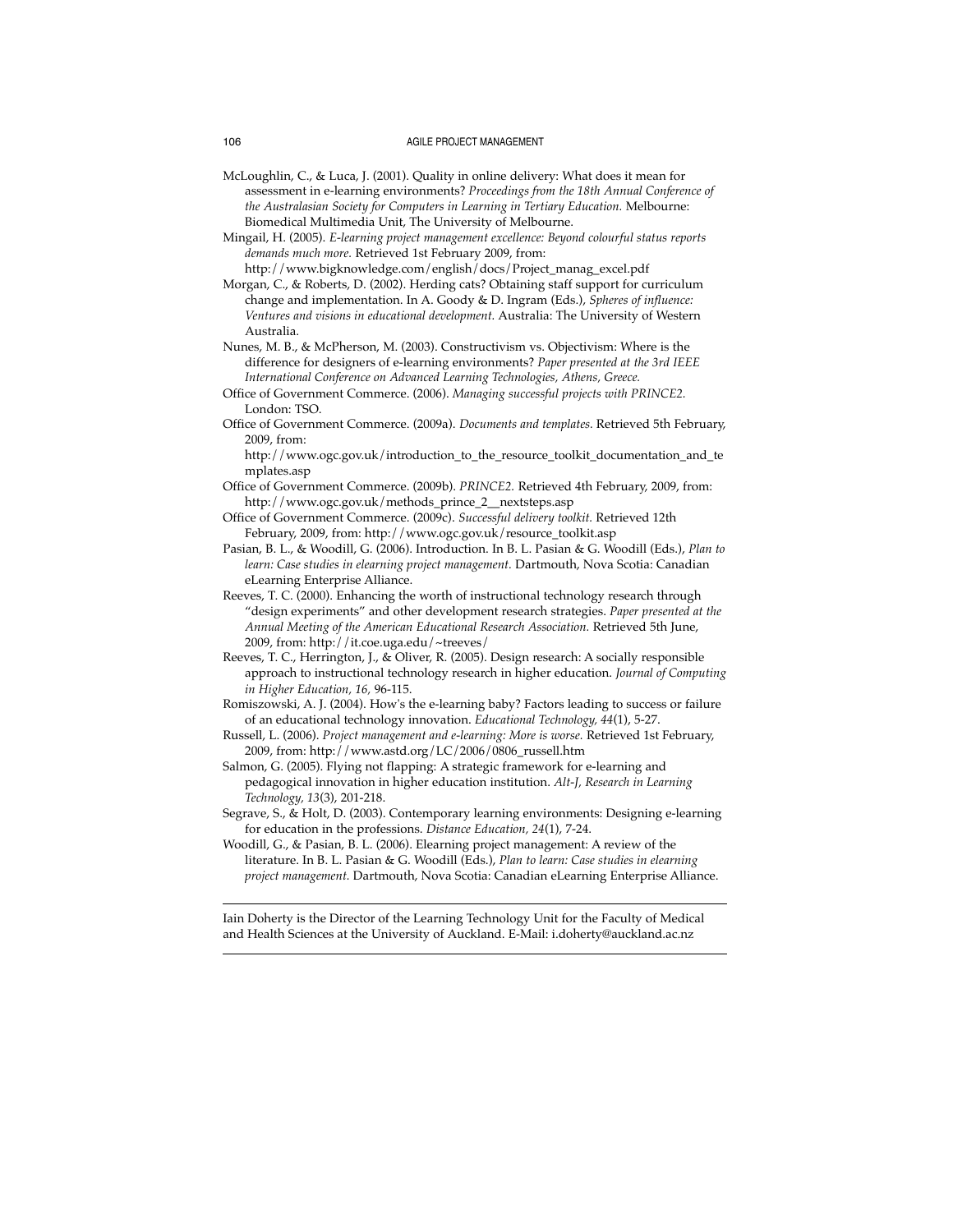McLoughlin, C., & Luca, J. (2001). Quality in online delivery: What does it mean for assessment in e-learning environments? *Proceedings from the 18th Annual Conference of the Australasian Society for Computers in Learning in Tertiary Education.* Melbourne: Biomedical Multimedia Unit, The University of Melbourne.

Mingail, H. (2005). *E-learning project management excellence: Beyond colourful status reports demands much more.* Retrieved 1st February 2009, from: http://www.bigknowledge.com/english/docs/Project_manag_excel.pdf

Morgan, C., & Roberts, D. (2002). Herding cats? Obtaining staff support for curriculum change and implementation. In A. Goody & D. Ingram (Eds.), *Spheres of influence: Ventures and visions in educational development.* Australia: The University of Western Australia.

Nunes, M. B., & McPherson, M. (2003). Constructivism vs. Objectivism: Where is the difference for designers of e-learning environments? *Paper presented at the 3rd IEEE International Conference on Advanced Learning Technologies, Athens, Greece.*

Office of Government Commerce. (2006). *Managing successful projects with PRINCE2.* London: TSO.

Office of Government Commerce. (2009a). *Documents and templates.* Retrieved 5th February, 2009, from: http://www.ogc.gov.uk/introduction_to_the_resource_toolkit_documentation_and_templates.asp

Office of Government Commerce. (2009b). *PRINCE2.* Retrieved 4th February, 2009, from: http://www.ogc.gov.uk/methods_prince_2__nextsteps.asp

Office of Government Commerce. (2009c). *Successful delivery toolkit.* Retrieved 12th February, 2009, from: http://www.ogc.gov.uk/resource_toolkit.asp

Pasian, B. L., & Woodill, G. (2006). Introduction. In B. L. Pasian & G. Woodill (Eds.), *Plan to learn: Case studies in elearning project management.* Dartmouth, Nova Scotia: Canadian eLearning Enterprise Alliance.

Reeves, T. C. (2000). Enhancing the worth of instructional technology research through "design experiments" and other development research strategies. *Paper presented at the Annual Meeting of the American Educational Research Association.* Retrieved 5th June, 2009, from: http://it.coe.uga.edu/~treeves/

Reeves, T. C., Herrington, J., & Oliver, R. (2005). Design research: A socially responsible approach to instructional technology research in higher education. *Journal of Computing in Higher Education, 16,* 96-115.

Romiszowski, A. J. (2004). How's the e-learning baby? Factors leading to success or failure of an educational technology innovation. *Educational Technology, 44*(1), 5-27.

Russell, L. (2006). *Project management and e-learning: More is worse.* Retrieved 1st February, 2009, from: http://www.astd.org/LC/2006/0806_russell.htm

Salmon, G. (2005). Flying not flapping: A strategic framework for e-learning and pedagogical innovation in higher education institution. *Alt-J, Research in Learning Technology, 13*(3), 201-218.

Segrave, S., & Holt, D. (2003). Contemporary learning environments: Designing e-learning for education in the professions. *Distance Education, 24*(1), 7-24.

Woodill, G., & Pasian, B. L. (2006). Elearning project management: A review of the literature. In B. L. Pasian & G. Woodill (Eds.), *Plan to learn: Case studies in elearning project management.* Dartmouth, Nova Scotia: Canadian eLearning Enterprise Alliance.

---

Iain Doherty is the Director of the Learning Technology Unit for the Faculty of Medical and Health Sciences at the University of Auckland. E-Mail: i.doherty@auckland.ac.nz

---